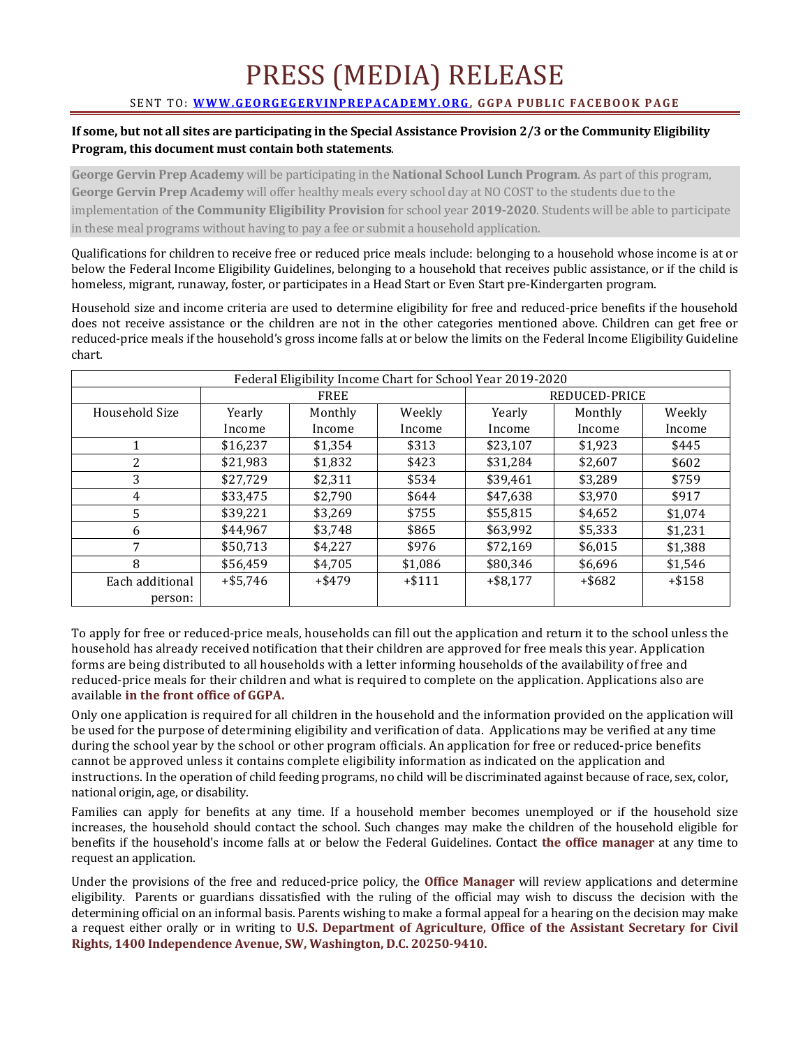# PRESS (MEDIA) RELEASE

SENT TO: **[WWW.GEORGEGERVINPREPACADEMY.ORG](http://WWW.GEORGEGERVINPREPACADEMY.ORG)**, **GGPA PUBLIC FACEBOOK PAGE**

**If some, but not all sites are participating in the Special Assistance Provision 2/3 or the Community Eligibility Program, this document must contain both statements**.

**George Gervin Prep Academy** will be participating in the **National School Lunch Program**. As part of this program, **George Gervin Prep Academy** will offer healthy meals every school day at NO COST to the students due to the implementation of **the Community Eligibility Provision** for school year **2019-2020**. Students will be able to participate in these meal programs without having to pay a fee or submit a household application.

Qualifications for children to receive free or reduced price meals include: belonging to a household whose income is at or below the Federal Income Eligibility Guidelines, belonging to a household that receives public assistance, or if the child is homeless, migrant, runaway, foster, or participates in a Head Start or Even Start pre-Kindergarten program.

Household size and income criteria are used to determine eligibility for free and reduced-price benefits if the household does not receive assistance or the children are not in the other categories mentioned above. Children can get free or reduced-price meals if the household's gross income falls at or below the limits on the Federal Income Eligibility Guideline chart.

| Federal Eligibility Income Chart for School Year 2019-2020 | | | | | | |
|---|---|---|---|---|---|---|
| | FREE | | | REDUCED-PRICE | | |
| Household Size | Yearly Income | Monthly Income | Weekly Income | Yearly Income | Monthly Income | Weekly Income |
| 1 | $16,237 | $1,354 | $313 | $23,107 | $1,923 | $445 |
| 2 | $21,983 | $1,832 | $423 | $31,284 | $2,607 | $602 |
| 3 | $27,729 | $2,311 | $534 | $39,461 | $3,289 | $759 |
| 4 | $33,475 | $2,790 | $644 | $47,638 | $3,970 | $917 |
| 5 | $39,221 | $3,269 | $755 | $55,815 | $4,652 | $1,074 |
| 6 | $44,967 | $3,748 | $865 | $63,992 | $5,333 | $1,231 |
| 7 | $50,713 | $4,227 | $976 | $72,169 | $6,015 | $1,388 |
| 8 | $56,459 | $4,705 | $1,086 | $80,346 | $6,696 | $1,546 |
| Each additional person: | +$5,746 | +$479 | +$111 | +$8,177 | +$682 | +$158 |

To apply for free or reduced-price meals, households can fill out the application and return it to the school unless the household has already received notification that their children are approved for free meals this year. Application forms are being distributed to all households with a letter informing households of the availability of free and reduced-price meals for their children and what is required to complete on the application. Applications also are available **in the front office of GGPA.**

Only one application is required for all children in the household and the information provided on the application will be used for the purpose of determining eligibility and verification of data. Applications may be verified at any time during the school year by the school or other program officials. An application for free or reduced-price benefits cannot be approved unless it contains complete eligibility information as indicated on the application and instructions. In the operation of child feeding programs, no child will be discriminated against because of race, sex, color, national origin, age, or disability.

Families can apply for benefits at any time. If a household member becomes unemployed or if the household size increases, the household should contact the school. Such changes may make the children of the household eligible for benefits if the household's income falls at or below the Federal Guidelines. Contact **the office manager** at any time to request an application.

Under the provisions of the free and reduced-price policy, the **Office Manager** will review applications and determine eligibility. Parents or guardians dissatisfied with the ruling of the official may wish to discuss the decision with the determining official on an informal basis. Parents wishing to make a formal appeal for a hearing on the decision may make a request either orally or in writing to **U.S. Department of Agriculture, Office of the Assistant Secretary for Civil Rights, 1400 Independence Avenue, SW, Washington, D.C. 20250-9410.**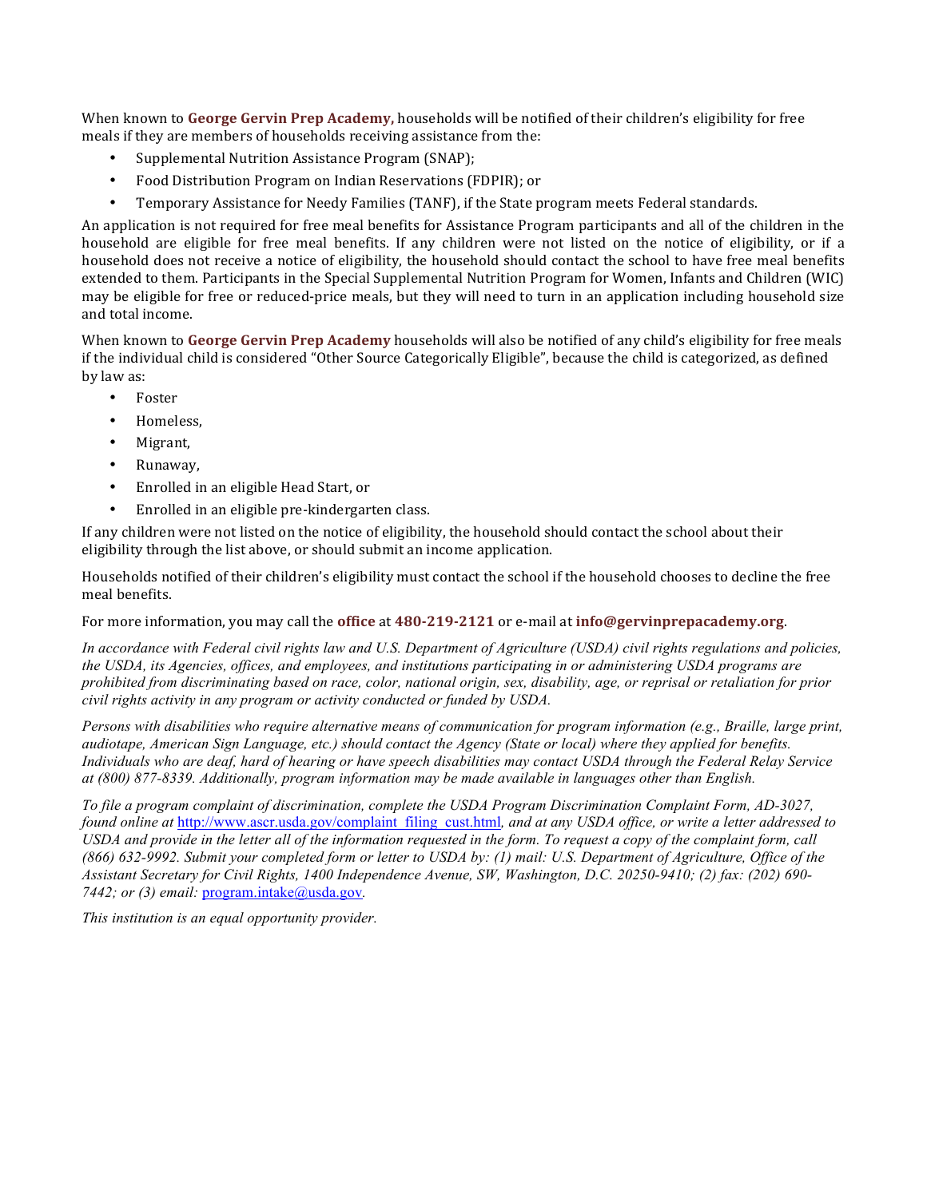When known to **George Gervin Prep Academy,** households will be notified of their children's eligibility for free meals if they are members of households receiving assistance from the:

- Supplemental Nutrition Assistance Program (SNAP);
- Food Distribution Program on Indian Reservations (FDPIR); or
- Temporary Assistance for Needy Families (TANF), if the State program meets Federal standards.

An application is not required for free meal benefits for Assistance Program participants and all of the children in the household are eligible for free meal benefits. If any children were not listed on the notice of eligibility, or if a household does not receive a notice of eligibility, the household should contact the school to have free meal benefits extended to them. Participants in the Special Supplemental Nutrition Program for Women, Infants and Children (WIC) may be eligible for free or reduced-price meals, but they will need to turn in an application including household size and total income.

When known to **George Gervin Prep Academy** households will also be notified of any child's eligibility for free meals if the individual child is considered "Other Source Categorically Eligible", because the child is categorized, as defined by law as:

- Foster
- Homeless,
- Migrant,
- Runaway,
- Enrolled in an eligible Head Start, or
- Enrolled in an eligible pre-kindergarten class.

If any children were not listed on the notice of eligibility, the household should contact the school about their eligibility through the list above, or should submit an income application.

Households notified of their children's eligibility must contact the school if the household chooses to decline the free meal benefits.

For more information, you may call the **office** at **480-219-2121** or e-mail at **info@gervinprepacademy.org**.

*In accordance with Federal civil rights law and U.S. Department of Agriculture (USDA) civil rights regulations and policies, the USDA, its Agencies, offices, and employees, and institutions participating in or administering USDA programs are prohibited from discriminating based on race, color, national origin, sex, disability, age, or reprisal or retaliation for prior civil rights activity in any program or activity conducted or funded by USDA.*

*Persons with disabilities who require alternative means of communication for program information (e.g., Braille, large print, audiotape, American Sign Language, etc.) should contact the Agency (State or local) where they applied for benefits. Individuals who are deaf, hard of hearing or have speech disabilities may contact USDA through the Federal Relay Service at (800) 877-8339. Additionally, program information may be made available in languages other than English.*

*To file a program complaint of discrimination, complete the USDA Program Discrimination Complaint Form, AD-3027, found online at* http://www.ascr.usda.gov/complaint_filing_cust.html*, and at any USDA office, or write a letter addressed to USDA and provide in the letter all of the information requested in the form. To request a copy of the complaint form, call (866) 632-9992. Submit your completed form or letter to USDA by: (1) mail: U.S. Department of Agriculture, Office of the Assistant Secretary for Civil Rights, 1400 Independence Avenue, SW, Washington, D.C. 20250-9410; (2) fax: (202) 690-7442; or (3) email:* program.intake@usda.gov*.*

*This institution is an equal opportunity provider.*